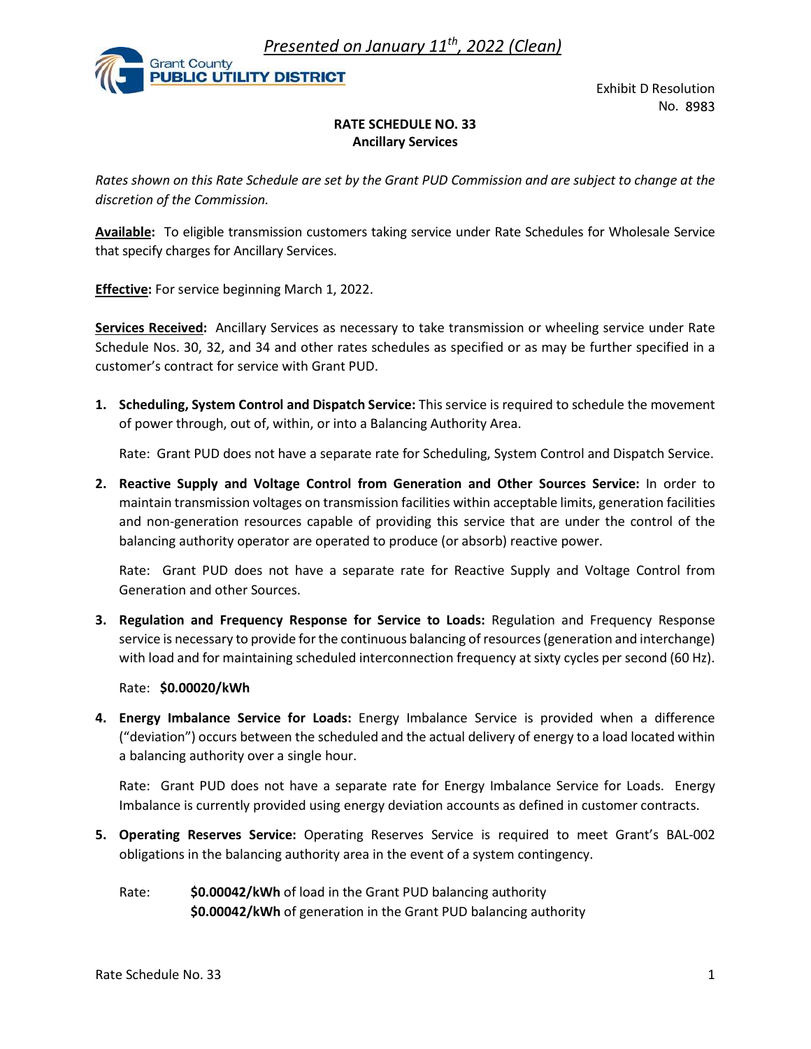*Presented on January 11th, 2022 (Clean)*

Grant County
**PUBLIC UTILITY DISTRICT**

Exhibit D Resolution
No. 8983

**RATE SCHEDULE NO. 33**
**Ancillary Services**

*Rates shown on this Rate Schedule are set by the Grant PUD Commission and are subject to change at the discretion of the Commission.*

**Available:** To eligible transmission customers taking service under Rate Schedules for Wholesale Service that specify charges for Ancillary Services.

**Effective:** For service beginning March 1, 2022.

**Services Received:** Ancillary Services as necessary to take transmission or wheeling service under Rate Schedule Nos. 30, 32, and 34 and other rates schedules as specified or as may be further specified in a customer's contract for service with Grant PUD.

1. **Scheduling, System Control and Dispatch Service:** This service is required to schedule the movement of power through, out of, within, or into a Balancing Authority Area.

   Rate: Grant PUD does not have a separate rate for Scheduling, System Control and Dispatch Service.

2. **Reactive Supply and Voltage Control from Generation and Other Sources Service:** In order to maintain transmission voltages on transmission facilities within acceptable limits, generation facilities and non-generation resources capable of providing this service that are under the control of the balancing authority operator are operated to produce (or absorb) reactive power.

   Rate: Grant PUD does not have a separate rate for Reactive Supply and Voltage Control from Generation and other Sources.

3. **Regulation and Frequency Response for Service to Loads:** Regulation and Frequency Response service is necessary to provide for the continuous balancing of resources (generation and interchange) with load and for maintaining scheduled interconnection frequency at sixty cycles per second (60 Hz).

   Rate: **$0.00020/kWh**

4. **Energy Imbalance Service for Loads:** Energy Imbalance Service is provided when a difference ("deviation") occurs between the scheduled and the actual delivery of energy to a load located within a balancing authority over a single hour.

   Rate: Grant PUD does not have a separate rate for Energy Imbalance Service for Loads. Energy Imbalance is currently provided using energy deviation accounts as defined in customer contracts.

5. **Operating Reserves Service:** Operating Reserves Service is required to meet Grant's BAL-002 obligations in the balancing authority area in the event of a system contingency.

   Rate: **$0.00042/kWh** of load in the Grant PUD balancing authority
   **$0.00042/kWh** of generation in the Grant PUD balancing authority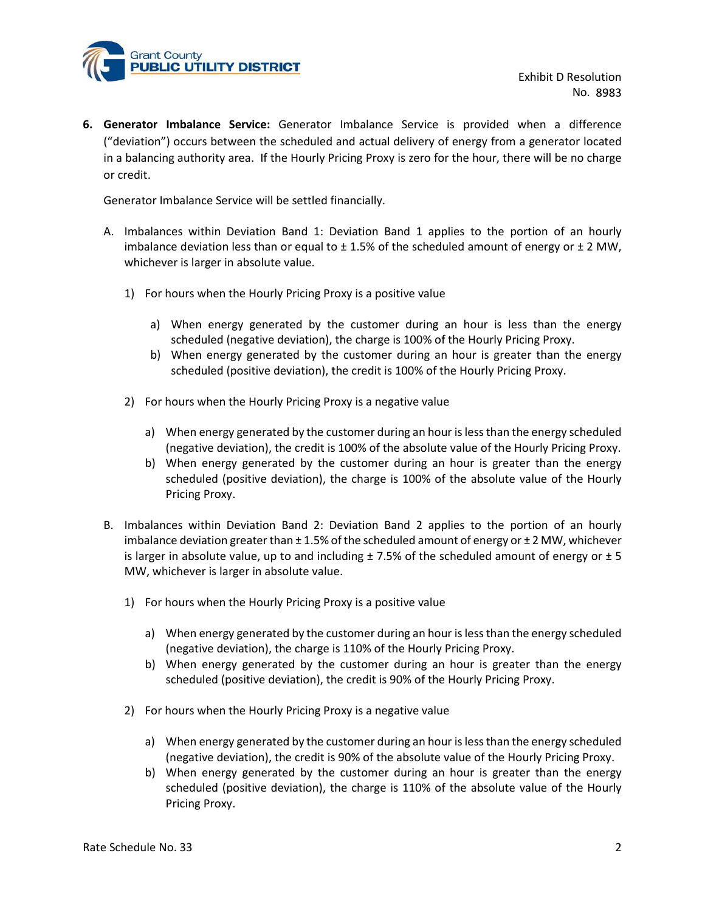6. **Generator Imbalance Service:** Generator Imbalance Service is provided when a difference ("deviation") occurs between the scheduled and actual delivery of energy from a generator located in a balancing authority area. If the Hourly Pricing Proxy is zero for the hour, there will be no charge or credit.

   Generator Imbalance Service will be settled financially.

   A. Imbalances within Deviation Band 1: Deviation Band 1 applies to the portion of an hourly imbalance deviation less than or equal to ± 1.5% of the scheduled amount of energy or ± 2 MW, whichever is larger in absolute value.

      1) For hours when the Hourly Pricing Proxy is a positive value

         a) When energy generated by the customer during an hour is less than the energy scheduled (negative deviation), the charge is 100% of the Hourly Pricing Proxy.
         b) When energy generated by the customer during an hour is greater than the energy scheduled (positive deviation), the credit is 100% of the Hourly Pricing Proxy.

      2) For hours when the Hourly Pricing Proxy is a negative value

         a) When energy generated by the customer during an hour is less than the energy scheduled (negative deviation), the credit is 100% of the absolute value of the Hourly Pricing Proxy.
         b) When energy generated by the customer during an hour is greater than the energy scheduled (positive deviation), the charge is 100% of the absolute value of the Hourly Pricing Proxy.

   B. Imbalances within Deviation Band 2: Deviation Band 2 applies to the portion of an hourly imbalance deviation greater than ± 1.5% of the scheduled amount of energy or ± 2 MW, whichever is larger in absolute value, up to and including ± 7.5% of the scheduled amount of energy or ± 5 MW, whichever is larger in absolute value.

      1) For hours when the Hourly Pricing Proxy is a positive value

         a) When energy generated by the customer during an hour is less than the energy scheduled (negative deviation), the charge is 110% of the Hourly Pricing Proxy.
         b) When energy generated by the customer during an hour is greater than the energy scheduled (positive deviation), the credit is 90% of the Hourly Pricing Proxy.

      2) For hours when the Hourly Pricing Proxy is a negative value

         a) When energy generated by the customer during an hour is less than the energy scheduled (negative deviation), the credit is 90% of the absolute value of the Hourly Pricing Proxy.
         b) When energy generated by the customer during an hour is greater than the energy scheduled (positive deviation), the charge is 110% of the absolute value of the Hourly Pricing Proxy.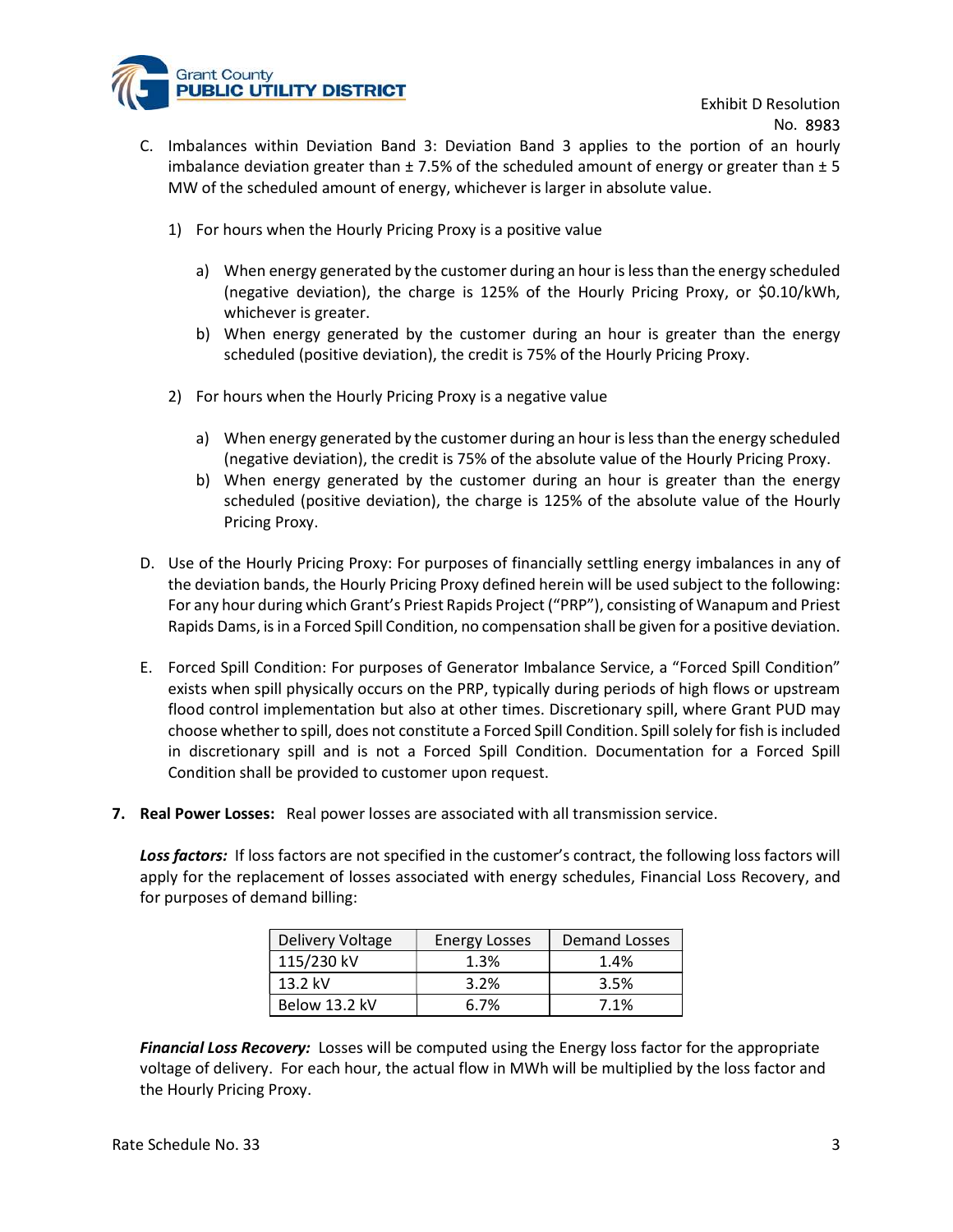C. Imbalances within Deviation Band 3: Deviation Band 3 applies to the portion of an hourly imbalance deviation greater than ± 7.5% of the scheduled amount of energy or greater than ± 5 MW of the scheduled amount of energy, whichever is larger in absolute value.

   1) For hours when the Hourly Pricing Proxy is a positive value

      a) When energy generated by the customer during an hour is less than the energy scheduled (negative deviation), the charge is 125% of the Hourly Pricing Proxy, or $0.10/kWh, whichever is greater.
      b) When energy generated by the customer during an hour is greater than the energy scheduled (positive deviation), the credit is 75% of the Hourly Pricing Proxy.

   2) For hours when the Hourly Pricing Proxy is a negative value

      a) When energy generated by the customer during an hour is less than the energy scheduled (negative deviation), the credit is 75% of the absolute value of the Hourly Pricing Proxy.
      b) When energy generated by the customer during an hour is greater than the energy scheduled (positive deviation), the charge is 125% of the absolute value of the Hourly Pricing Proxy.

D. Use of the Hourly Pricing Proxy: For purposes of financially settling energy imbalances in any of the deviation bands, the Hourly Pricing Proxy defined herein will be used subject to the following: For any hour during which Grant's Priest Rapids Project ("PRP"), consisting of Wanapum and Priest Rapids Dams, is in a Forced Spill Condition, no compensation shall be given for a positive deviation.

E. Forced Spill Condition: For purposes of Generator Imbalance Service, a "Forced Spill Condition" exists when spill physically occurs on the PRP, typically during periods of high flows or upstream flood control implementation but also at other times. Discretionary spill, where Grant PUD may choose whether to spill, does not constitute a Forced Spill Condition. Spill solely for fish is included in discretionary spill and is not a Forced Spill Condition. Documentation for a Forced Spill Condition shall be provided to customer upon request.

**7. Real Power Losses:** Real power losses are associated with all transmission service.

***Loss factors:*** If loss factors are not specified in the customer's contract, the following loss factors will apply for the replacement of losses associated with energy schedules, Financial Loss Recovery, and for purposes of demand billing:

| Delivery Voltage | Energy Losses | Demand Losses |
|---|---|---|
| 115/230 kV | 1.3% | 1.4% |
| 13.2 kV | 3.2% | 3.5% |
| Below 13.2 kV | 6.7% | 7.1% |

***Financial Loss Recovery:*** Losses will be computed using the Energy loss factor for the appropriate voltage of delivery. For each hour, the actual flow in MWh will be multiplied by the loss factor and the Hourly Pricing Proxy.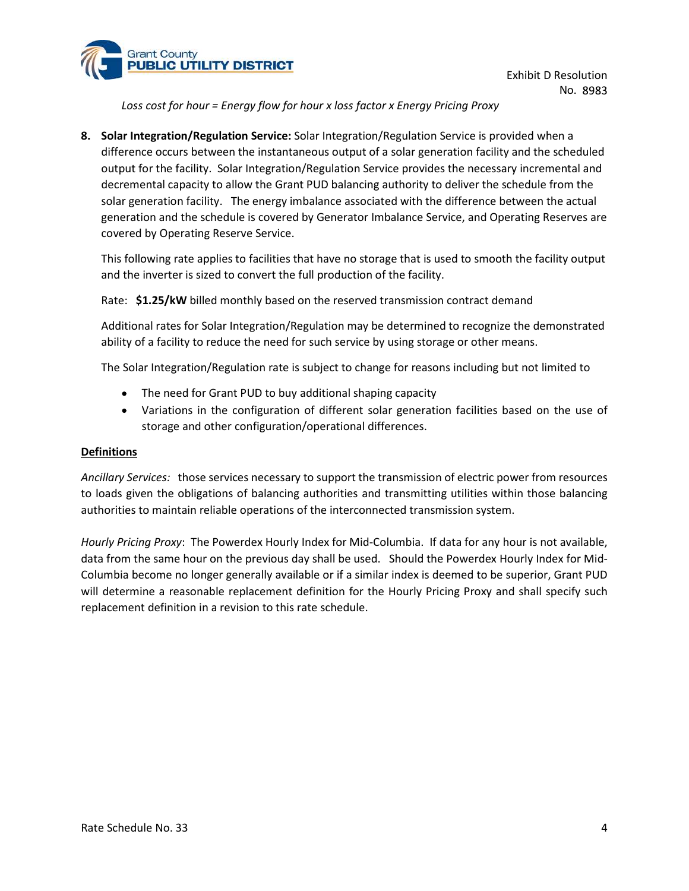*Loss cost for hour = Energy flow for hour x loss factor x Energy Pricing Proxy*

8. **Solar Integration/Regulation Service:** Solar Integration/Regulation Service is provided when a difference occurs between the instantaneous output of a solar generation facility and the scheduled output for the facility. Solar Integration/Regulation Service provides the necessary incremental and decremental capacity to allow the Grant PUD balancing authority to deliver the schedule from the solar generation facility. The energy imbalance associated with the difference between the actual generation and the schedule is covered by Generator Imbalance Service, and Operating Reserves are covered by Operating Reserve Service.

   This following rate applies to facilities that have no storage that is used to smooth the facility output and the inverter is sized to convert the full production of the facility.

   Rate: **$1.25/kW** billed monthly based on the reserved transmission contract demand

   Additional rates for Solar Integration/Regulation may be determined to recognize the demonstrated ability of a facility to reduce the need for such service by using storage or other means.

   The Solar Integration/Regulation rate is subject to change for reasons including but not limited to

   - The need for Grant PUD to buy additional shaping capacity
   - Variations in the configuration of different solar generation facilities based on the use of storage and other configuration/operational differences.

**Definitions**

*Ancillary Services:* those services necessary to support the transmission of electric power from resources to loads given the obligations of balancing authorities and transmitting utilities within those balancing authorities to maintain reliable operations of the interconnected transmission system.

*Hourly Pricing Proxy*: The Powerdex Hourly Index for Mid-Columbia. If data for any hour is not available, data from the same hour on the previous day shall be used. Should the Powerdex Hourly Index for Mid-Columbia become no longer generally available or if a similar index is deemed to be superior, Grant PUD will determine a reasonable replacement definition for the Hourly Pricing Proxy and shall specify such replacement definition in a revision to this rate schedule.